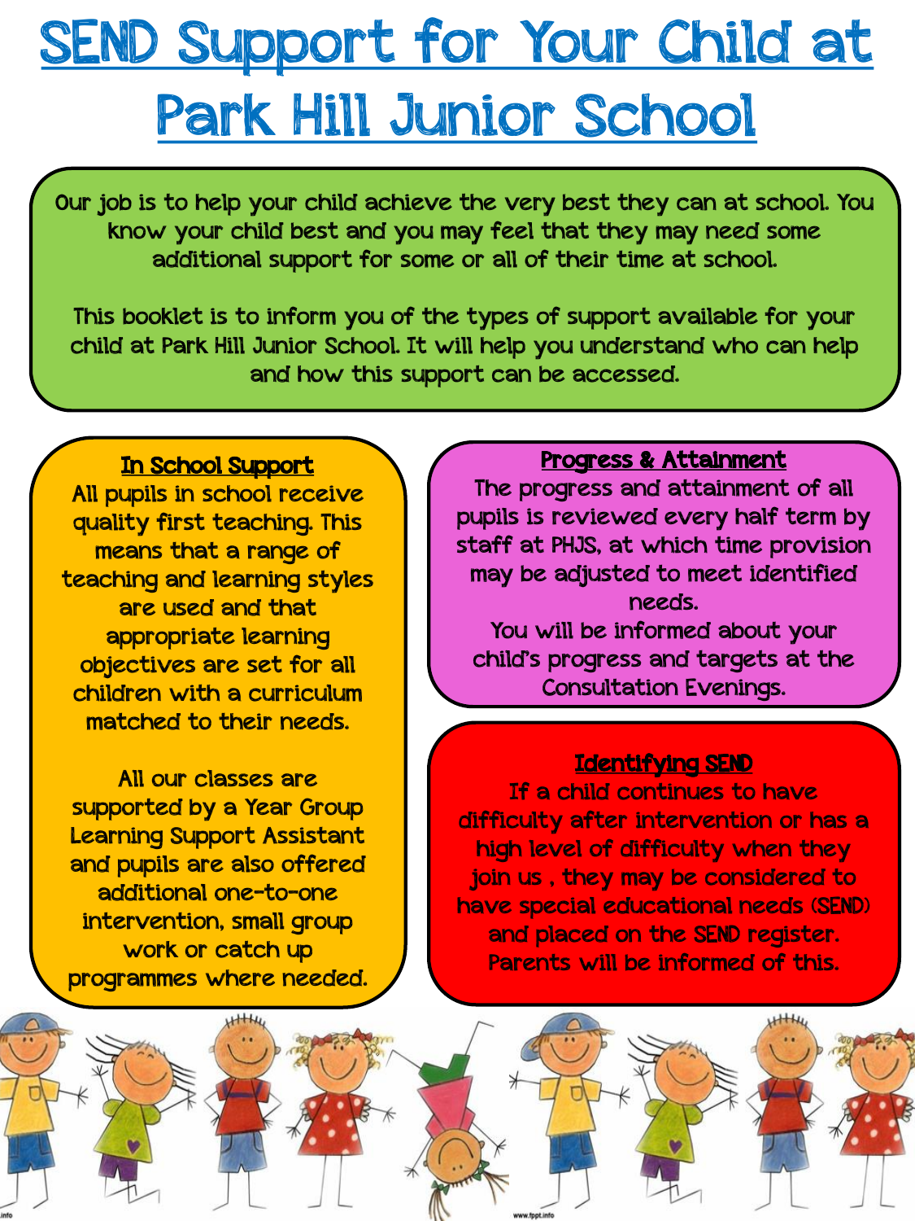# SEND Support for Your Child at Park Hill Junior School

Our job is to help your child achieve the very best they can at school. You know your child best and you may feel that they may need some additional support for some or all of their time at school.

This booklet is to inform you of the types of support available for your child at Park Hill Junior School. It will help you understand who can help and how this support can be accessed.

## In School Support

All pupils in school receive quality first teaching. This means that a range of teaching and learning styles are used and that appropriate learning objectives are set for all children with a curriculum matched to their needs.

All our classes are supported by a Year Group Learning Support Assistant and pupils are also offered additional one-to-one intervention, small group work or catch up programmes where needed.

## Progress & Attainment

The progress and attainment of all pupils is reviewed every half term by staff at PHJS, at which time provision may be adjusted to meet identified needs.

You will be informed about your child's progress and targets at the Consultation Evenings.

## Identifying SEND

If a child continues to have difficulty after intervention or has a high level of difficulty when they join us , they may be considered to have special educational needs (SEND) and placed on the SEND register. Parents will be informed of this.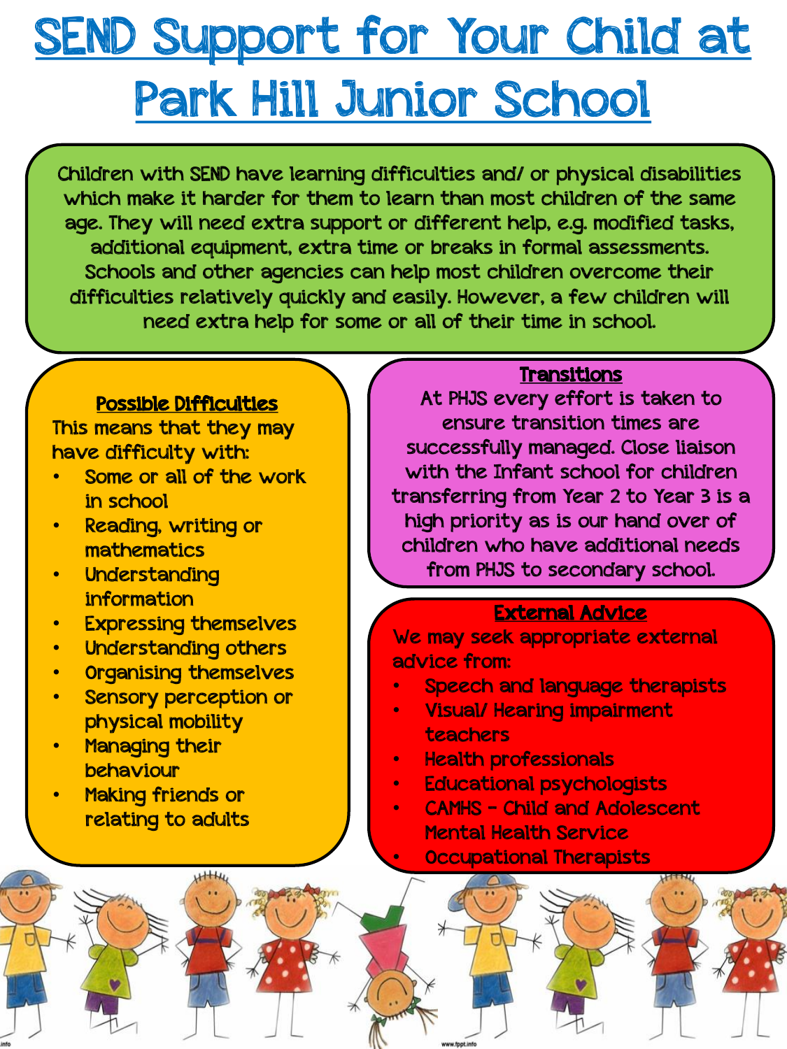# SEND Support for Your Child at Park Hill Junior School

Children with SEND have learning difficulties and/ or physical disabilities which make it harder for them to learn than most children of the same age. They will need extra support or different help, e.g. modified tasks, additional equipment, extra time or breaks in formal assessments. Schools and other agencies can help most children overcome their difficulties relatively quickly and easily. However, a few children will need extra help for some or all of their time in school.

## Possible Difficulties

This means that they may have difficulty with:

- Some or all of the work in school
- Reading, writing or mathematics
- Understanding information
- Expressing themselves
- Understanding others
- Organising themselves
- Sensory perception or physical mobility
- Managing their behaviour
- Making friends or relating to adults

## Transitions

At PHJS every effort is taken to ensure transition times are successfully managed. Close liaison with the Infant school for children transferring from Year 2 to Year 3 is a high priority as is our hand over of children who have additional needs from PHJS to secondary school.

## External Advice

We may seek appropriate external advice from:

- Speech and language therapists
- Visual/ Hearing impairment teachers
- Health professionals
- Educational psychologists
- CAMHS – Child and Adolescent Mental Health Service
- Occupational Therapists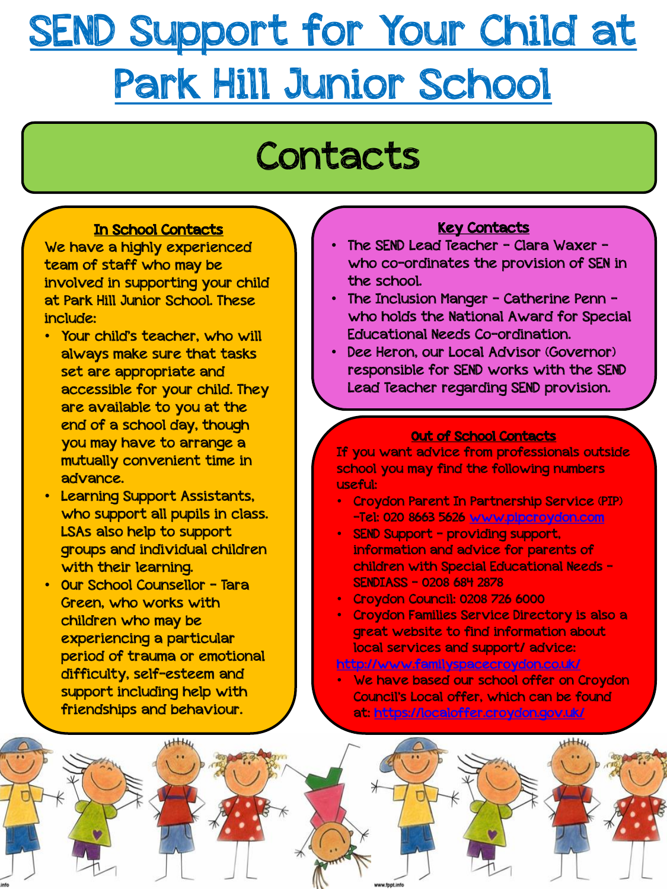# SEND Support for Your Child at Park Hill Junior School

## Contacts

### In School Contacts

We have a highly experienced team of staff who may be involved in supporting your child at Park Hill Junior School. These include:

- Your child's teacher, who will always make sure that tasks set are appropriate and accessible for your child. They are available to you at the end of a school day, though you may have to arrange a mutually convenient time in advance.
- Learning Support Assistants, who support all pupils in class. LSAs also help to support groups and individual children with their learning.
- Our School Counsellor – Tara Green, who works with children who may be experiencing a particular period of trauma or emotional difficulty, self-esteem and support including help with friendships and behaviour.

### Key Contacts

- The SEND Lead Teacher – Clara Waxer – who co-ordinates the provision of SEN in the school.
- The Inclusion Manger – Catherine Penn – who holds the National Award for Special Educational Needs Co-ordination.
- Dee Heron, our Local Advisor (Governor) responsible for SEND works with the SEND Lead Teacher regarding SEND provision.

### Out of School Contacts

If you want advice from professionals outside school you may find the following numbers useful:

- Croydon Parent In Partnership Service (PIP) –Tel: 020 8663 5626 www.pipcroydon.com
- SEND Support – providing support, information and advice for parents of children with Special Educational Needs – SENDIASS – 0208 684 2878
- Croydon Council: 0208 726 6000
- Croydon Families Service Directory is also a great website to find information about local services and support/ advice:

http://www.familyspacecroydon.co.uk/

- We have based our school offer on Croydon Council's Local offer, which can be found at: https://localoffer.croydon.gov.uk/